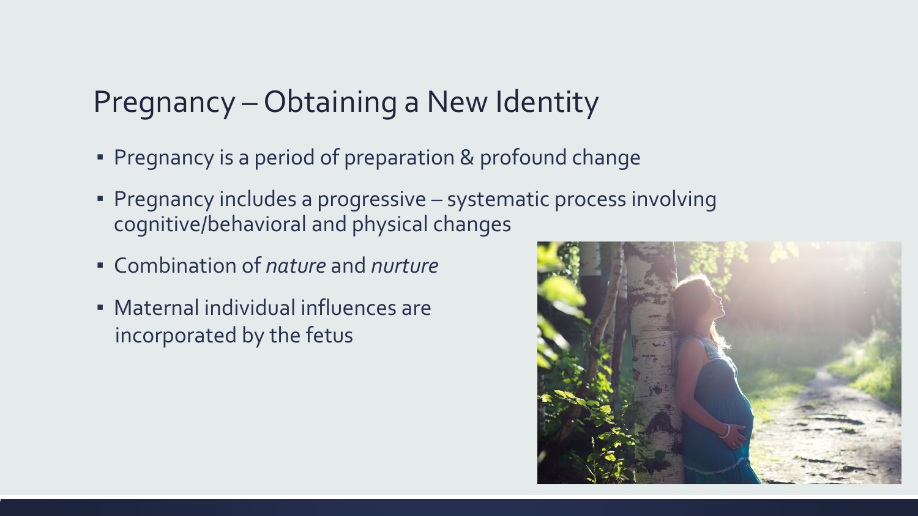# Pregnancy – Obtaining a New Identity

- Pregnancy is a period of preparation & profound change
- Pregnancy includes a progressive – systematic process involving cognitive/behavioral and physical changes
- Combination of *nature* and *nurture*
- Maternal individual influences are incorporated by the fetus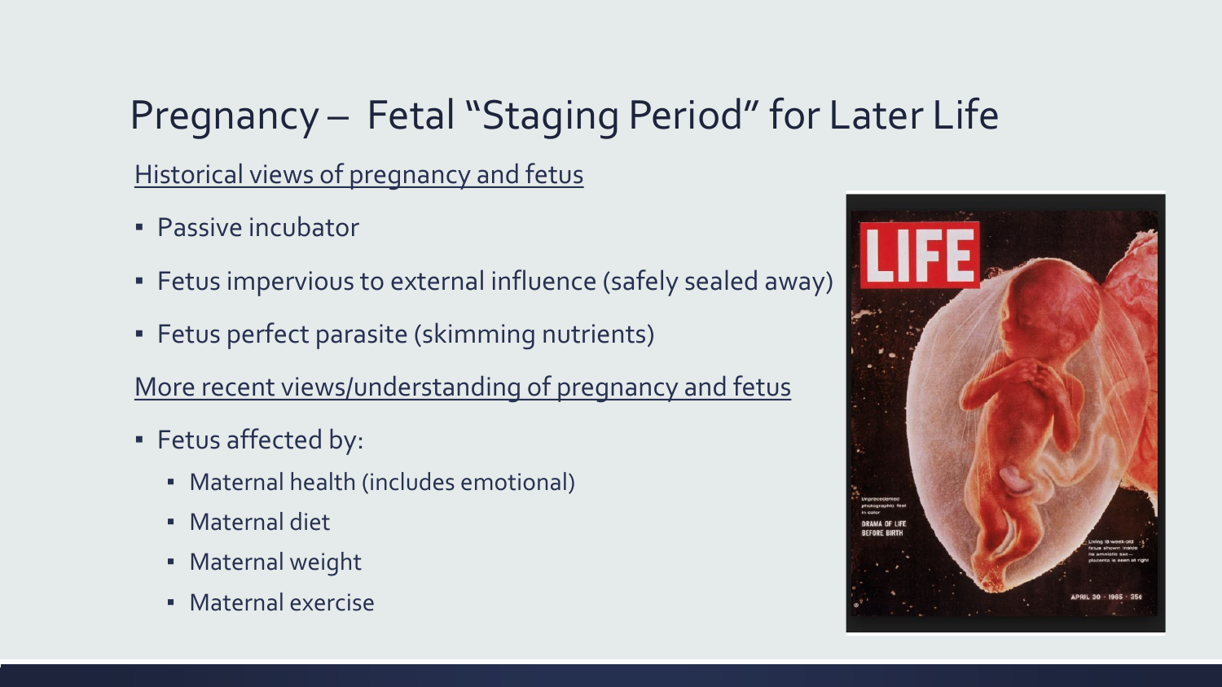# Pregnancy – Fetal "Staging Period" for Later Life

Historical views of pregnancy and fetus

- Passive incubator
- Fetus impervious to external influence (safely sealed away)
- Fetus perfect parasite (skimming nutrients)

More recent views/understanding of pregnancy and fetus

- Fetus affected by:
  - Maternal health (includes emotional)
  - Maternal diet
  - Maternal weight
  - Maternal exercise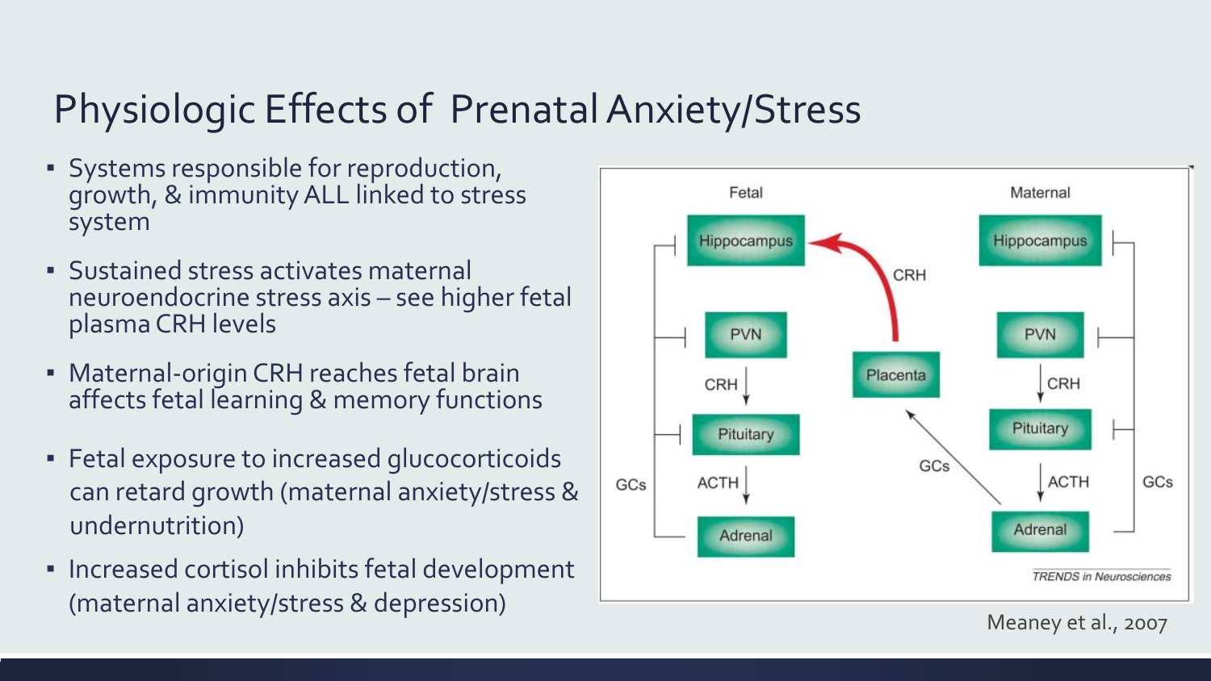# Physiologic Effects of Prenatal Anxiety/Stress

- Systems responsible for reproduction, growth, & immunity ALL linked to stress system
- Sustained stress activates maternal neuroendocrine stress axis – see higher fetal plasma CRH levels
- Maternal-origin CRH reaches fetal brain affects fetal learning & memory functions
- Fetal exposure to increased glucocorticoids can retard growth (maternal anxiety/stress & undernutrition)
- Increased cortisol inhibits fetal development (maternal anxiety/stress & depression)

Meaney et al., 2007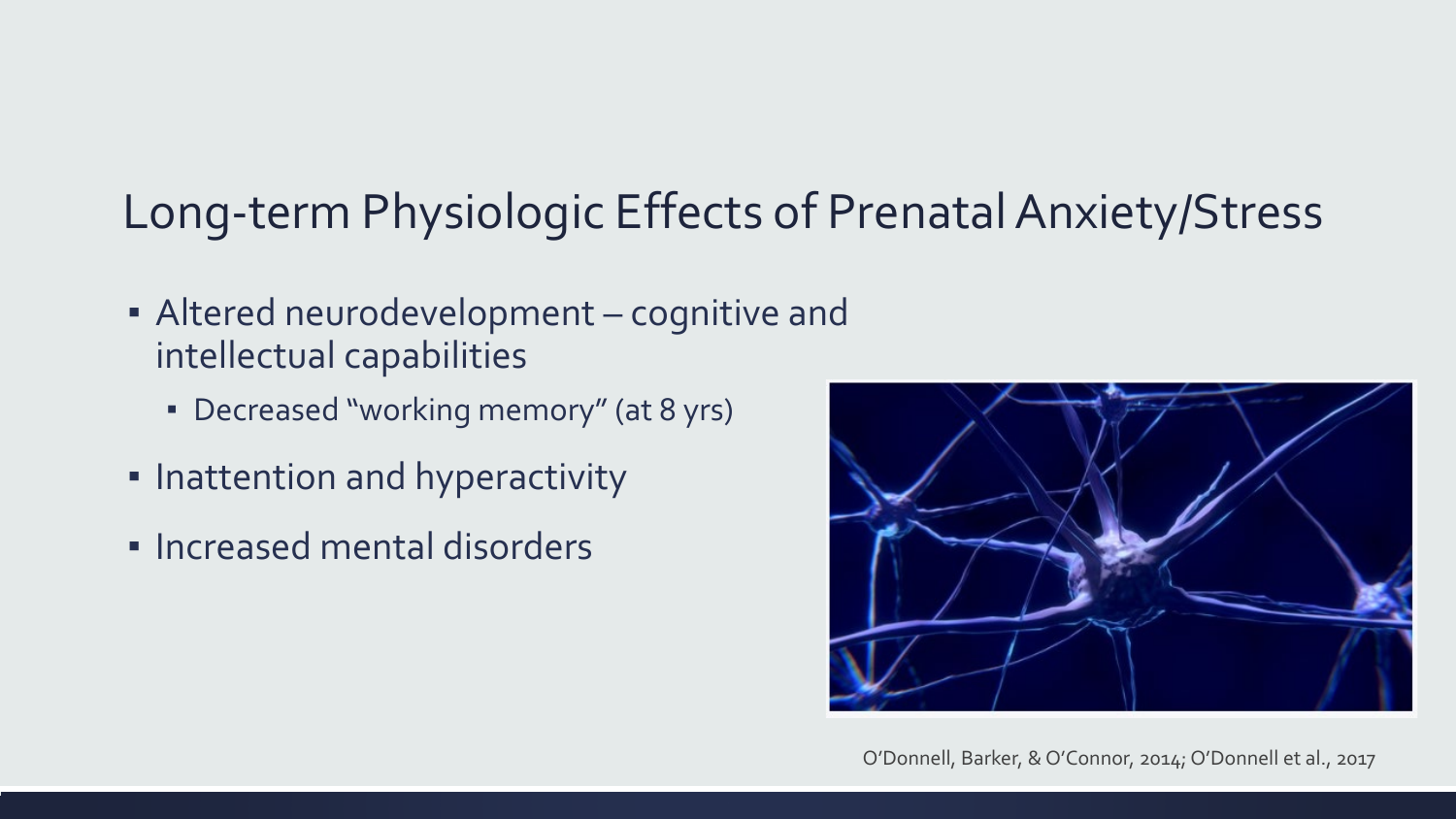# Long-term Physiologic Effects of Prenatal Anxiety/Stress

- Altered neurodevelopment – cognitive and intellectual capabilities
  - Decreased "working memory" (at 8 yrs)
- Inattention and hyperactivity
- Increased mental disorders

O'Donnell, Barker, & O'Connor, 2014; O'Donnell et al., 2017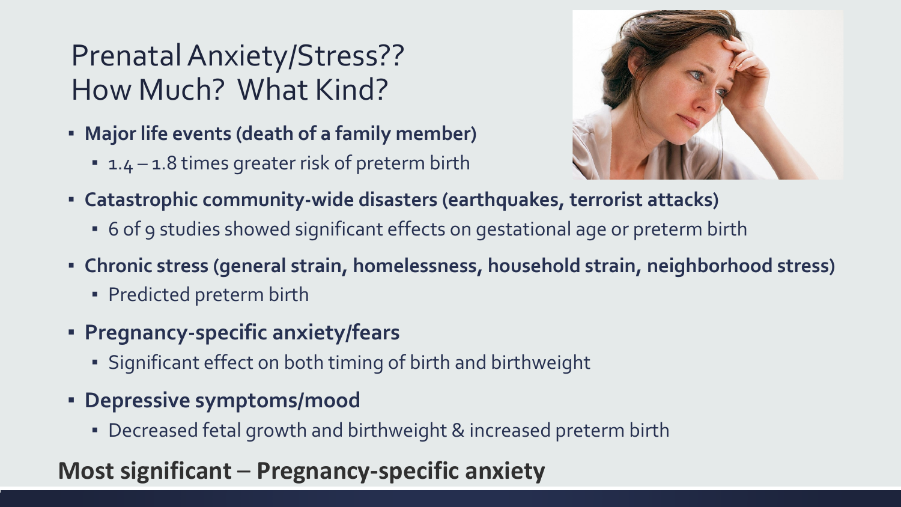# Prenatal Anxiety/Stress?? How Much? What Kind?

- **Major life events (death of a family member)**
  - 1.4 – 1.8 times greater risk of preterm birth
- **Catastrophic community-wide disasters (earthquakes, terrorist attacks)**
  - 6 of 9 studies showed significant effects on gestational age or preterm birth
- **Chronic stress (general strain, homelessness, household strain, neighborhood stress)**
  - Predicted preterm birth
- **Pregnancy-specific anxiety/fears**
  - Significant effect on both timing of birth and birthweight
- **Depressive symptoms/mood**
  - Decreased fetal growth and birthweight & increased preterm birth

**Most significant – Pregnancy-specific anxiety**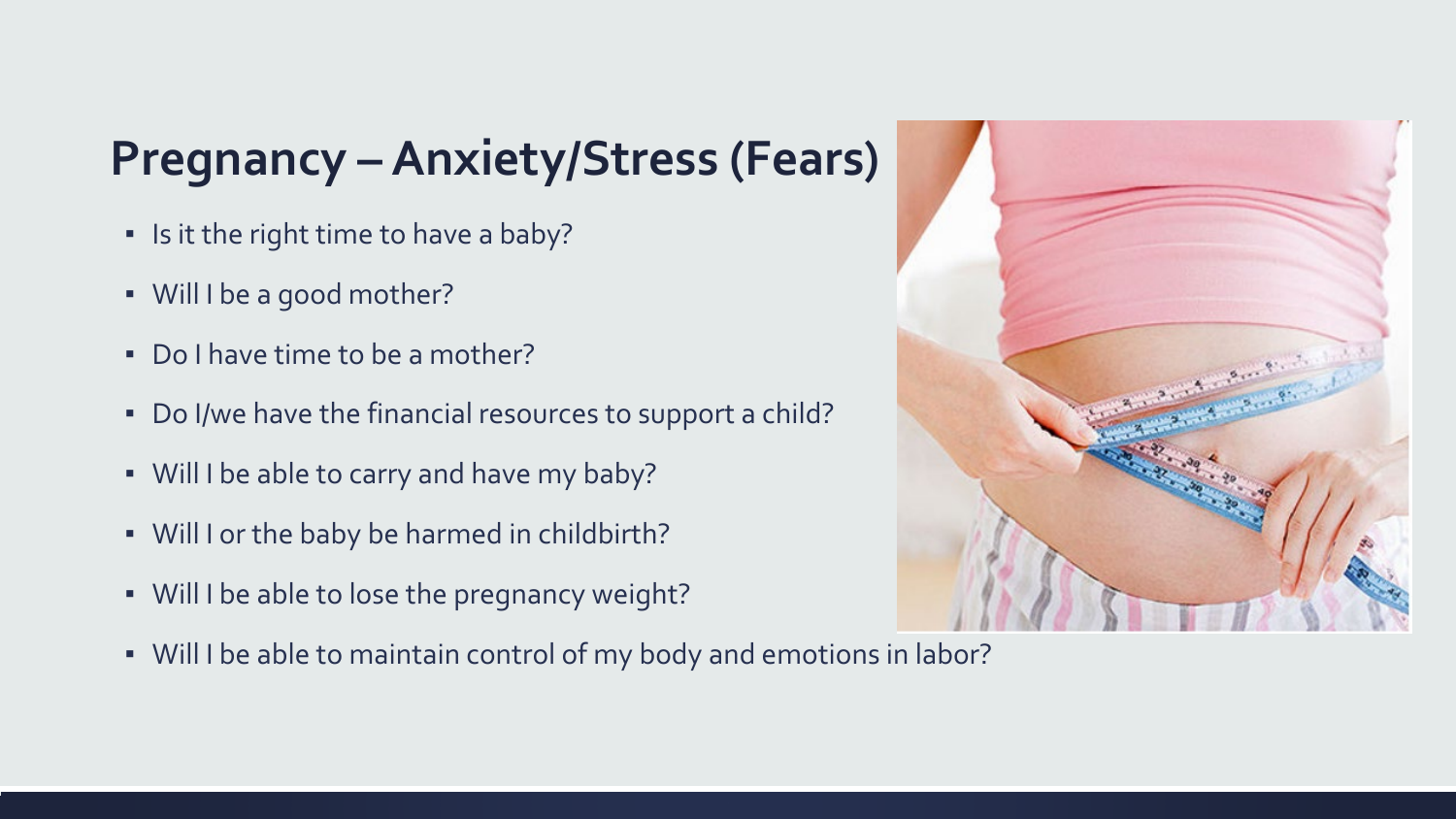## Pregnancy – Anxiety/Stress (Fears)

- Is it the right time to have a baby?
- Will I be a good mother?
- Do I have time to be a mother?
- Do I/we have the financial resources to support a child?
- Will I be able to carry and have my baby?
- Will I or the baby be harmed in childbirth?
- Will I be able to lose the pregnancy weight?
- Will I be able to maintain control of my body and emotions in labor?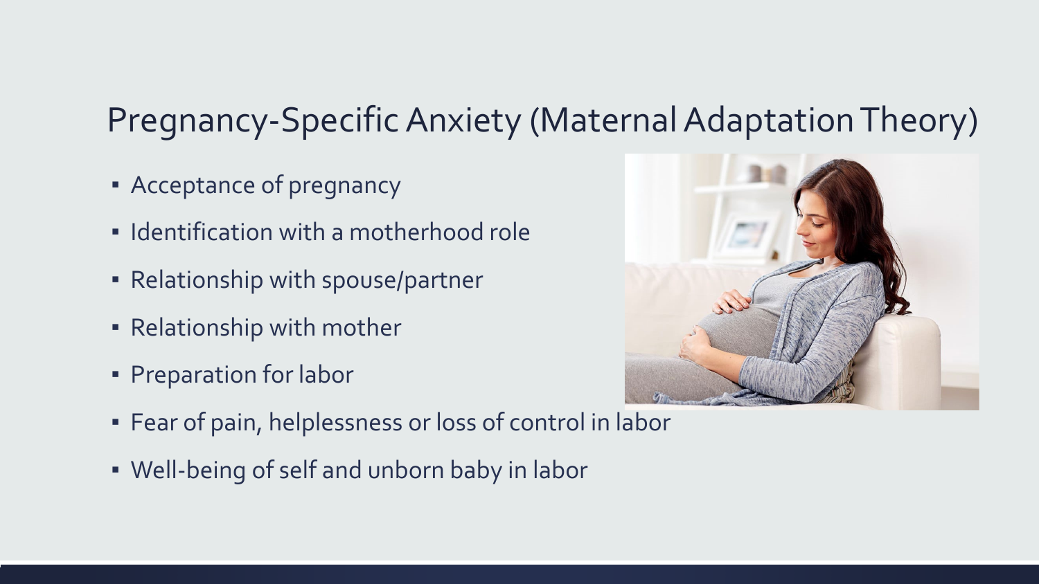## Pregnancy-Specific Anxiety (Maternal Adaptation Theory)

- Acceptance of pregnancy
- Identification with a motherhood role
- Relationship with spouse/partner
- Relationship with mother
- Preparation for labor
- Fear of pain, helplessness or loss of control in labor
- Well-being of self and unborn baby in labor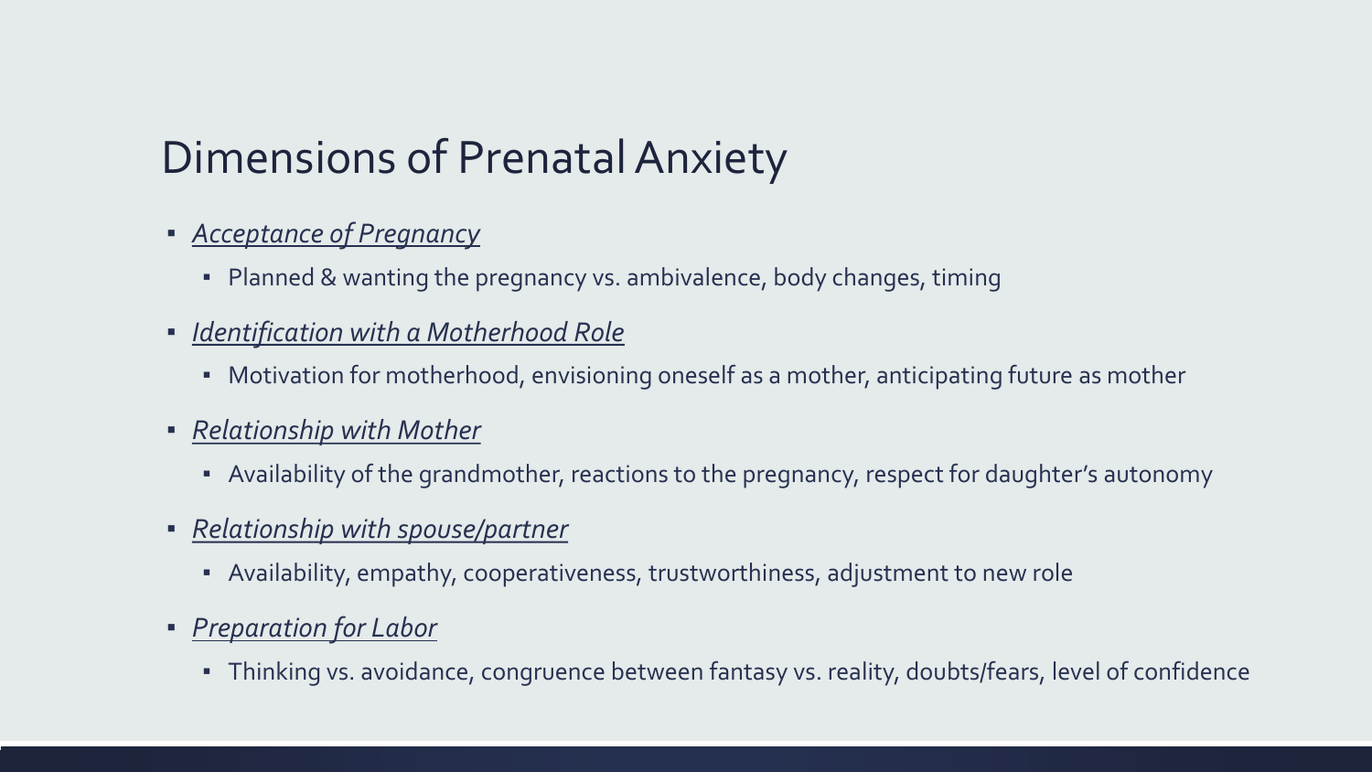# Dimensions of Prenatal Anxiety

- *Acceptance of Pregnancy*
  - Planned & wanting the pregnancy vs. ambivalence, body changes, timing
- *Identification with a Motherhood Role*
  - Motivation for motherhood, envisioning oneself as a mother, anticipating future as mother
- *Relationship with Mother*
  - Availability of the grandmother, reactions to the pregnancy, respect for daughter's autonomy
- *Relationship with spouse/partner*
  - Availability, empathy, cooperativeness, trustworthiness, adjustment to new role
- *Preparation for Labor*
  - Thinking vs. avoidance, congruence between fantasy vs. reality, doubts/fears, level of confidence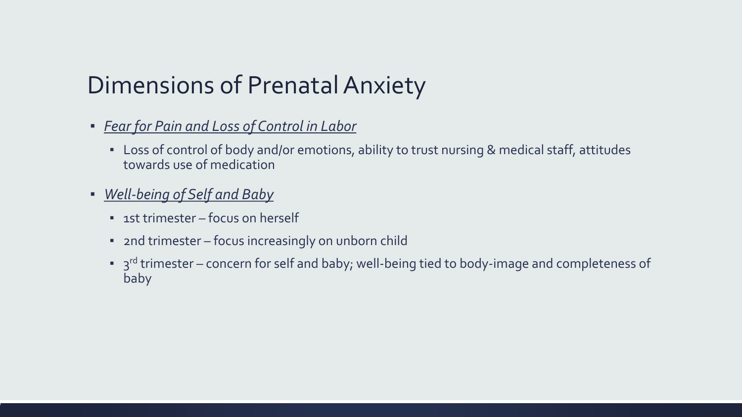# Dimensions of Prenatal Anxiety

- *Fear for Pain and Loss of Control in Labor*
  - Loss of control of body and/or emotions, ability to trust nursing & medical staff, attitudes towards use of medication
- *Well-being of Self and Baby*
  - 1st trimester – focus on herself
  - 2nd trimester – focus increasingly on unborn child
  - 3rd trimester – concern for self and baby; well-being tied to body-image and completeness of baby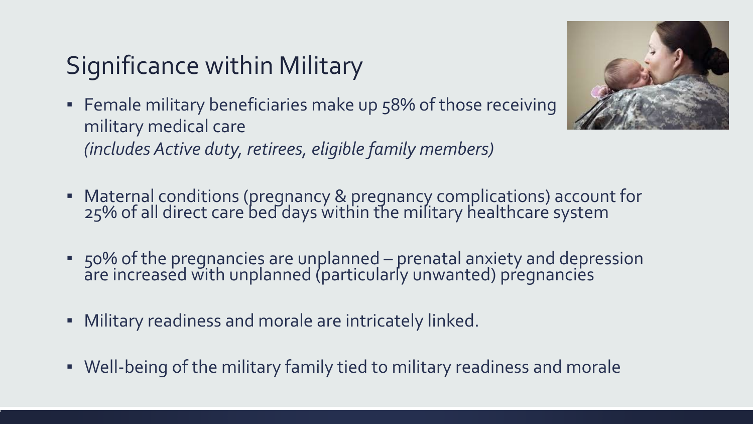# Significance within Military

- Female military beneficiaries make up 58% of those receiving military medical care
  *(includes Active duty, retirees, eligible family members)*

- Maternal conditions (pregnancy & pregnancy complications) account for 25% of all direct care bed days within the military healthcare system

- 50% of the pregnancies are unplanned – prenatal anxiety and depression are increased with unplanned (particularly unwanted) pregnancies

- Military readiness and morale are intricately linked.

- Well-being of the military family tied to military readiness and morale